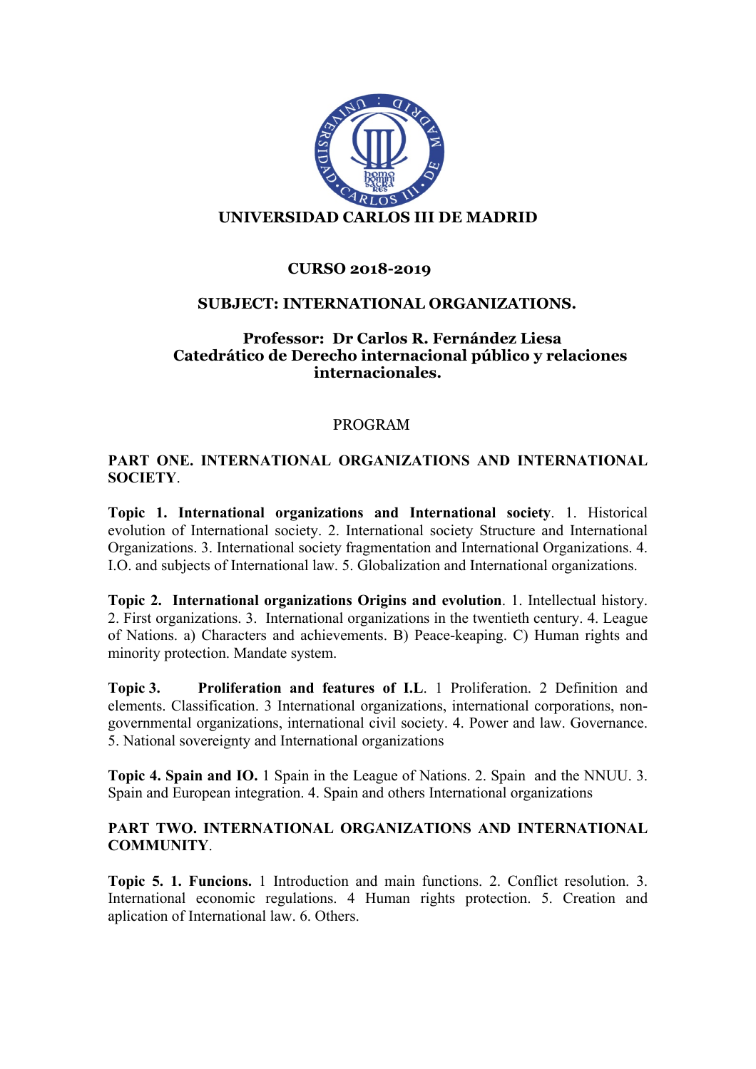**UNIVERSIDAD CARLOS III DE MADRID**

**CURSO 2018-2019**

**SUBJECT: INTERNATIONAL ORGANIZATIONS.**

**Professor: Dr Carlos R. Fernández Liesa**
**Catedrático de Derecho internacional público y relaciones internacionales.**

PROGRAM

**PART ONE. INTERNATIONAL ORGANIZATIONS AND INTERNATIONAL SOCIETY**.

**Topic 1. International organizations and International society**. 1. Historical evolution of International society. 2. International society Structure and International Organizations. 3. International society fragmentation and International Organizations. 4. I.O. and subjects of International law. 5. Globalization and International organizations.

**Topic 2. International organizations Origins and evolution**. 1. Intellectual history. 2. First organizations. 3. International organizations in the twentieth century. 4. League of Nations. a) Characters and achievements. B) Peace-keaping. C) Human rights and minority protection. Mandate system.

**Topic 3. Proliferation and features of I.L**. 1 Proliferation. 2 Definition and elements. Classification. 3 International organizations, international corporations, non-governmental organizations, international civil society. 4. Power and law. Governance. 5. National sovereignty and International organizations

**Topic 4. Spain and IO.** 1 Spain in the League of Nations. 2. Spain and the NNUU. 3. Spain and European integration. 4. Spain and others International organizations

**PART TWO. INTERNATIONAL ORGANIZATIONS AND INTERNATIONAL COMMUNITY**.

**Topic 5. 1. Funcions.** 1 Introduction and main functions. 2. Conflict resolution. 3. International economic regulations. 4 Human rights protection. 5. Creation and aplication of International law. 6. Others.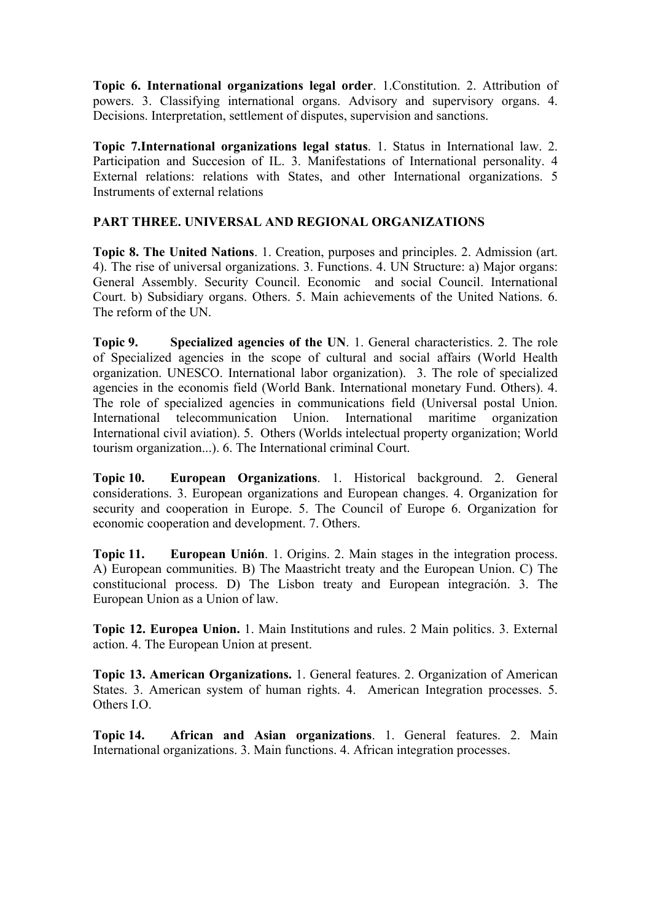**Topic 6. International organizations legal order**. 1.Constitution. 2. Attribution of powers. 3. Classifying international organs. Advisory and supervisory organs. 4. Decisions. Interpretation, settlement of disputes, supervision and sanctions.

**Topic 7.International organizations legal status**. 1. Status in International law. 2. Participation and Succesion of IL. 3. Manifestations of International personality. 4 External relations: relations with States, and other International organizations. 5 Instruments of external relations

**PART THREE. UNIVERSAL AND REGIONAL ORGANIZATIONS**

**Topic 8. The United Nations**. 1. Creation, purposes and principles. 2. Admission (art. 4). The rise of universal organizations. 3. Functions. 4. UN Structure: a) Major organs: General Assembly. Security Council. Economic and social Council. International Court. b) Subsidiary organs. Others. 5. Main achievements of the United Nations. 6. The reform of the UN.

**Topic 9. Specialized agencies of the UN**. 1. General characteristics. 2. The role of Specialized agencies in the scope of cultural and social affairs (World Health organization. UNESCO. International labor organization). 3. The role of specialized agencies in the economis field (World Bank. International monetary Fund. Others). 4. The role of specialized agencies in communications field (Universal postal Union. International telecommunication Union. International maritime organization International civil aviation). 5. Others (Worlds intelectual property organization; World tourism organization...). 6. The International criminal Court.

**Topic 10. European Organizations**. 1. Historical background. 2. General considerations. 3. European organizations and European changes. 4. Organization for security and cooperation in Europe. 5. The Council of Europe 6. Organization for economic cooperation and development. 7. Others.

**Topic 11. European Unión**. 1. Origins. 2. Main stages in the integration process. A) European communities. B) The Maastricht treaty and the European Union. C) The constitucional process. D) The Lisbon treaty and European integración. 3. The European Union as a Union of law.

**Topic 12. Europea Union.** 1. Main Institutions and rules. 2 Main politics. 3. External action. 4. The European Union at present.

**Topic 13. American Organizations.** 1. General features. 2. Organization of American States. 3. American system of human rights. 4. American Integration processes. 5. Others I.O.

**Topic 14. African and Asian organizations**. 1. General features. 2. Main International organizations. 3. Main functions. 4. African integration processes.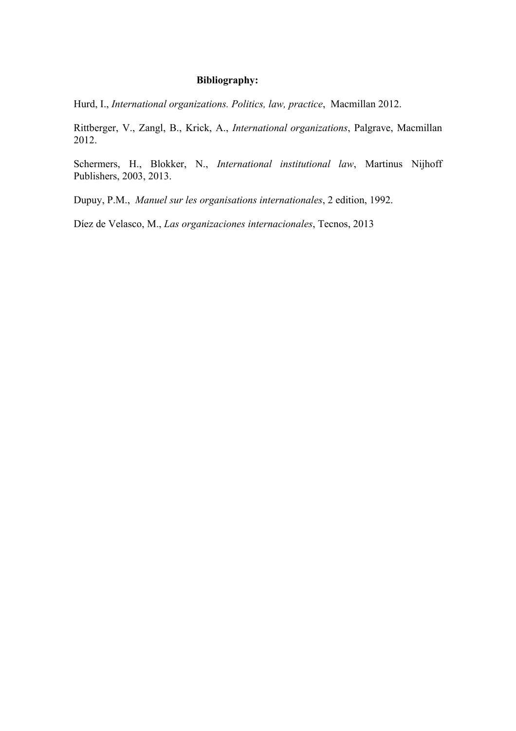**Bibliography:**

Hurd, I., *International organizations. Politics, law, practice*, Macmillan 2012.

Rittberger, V., Zangl, B., Krick, A., *International organizations*, Palgrave, Macmillan 2012.

Schermers, H., Blokker, N., *International institutional law*, Martinus Nijhoff Publishers, 2003, 2013.

Dupuy, P.M., *Manuel sur les organisations internationales*, 2 edition, 1992.

Díez de Velasco, M., *Las organizaciones internacionales*, Tecnos, 2013